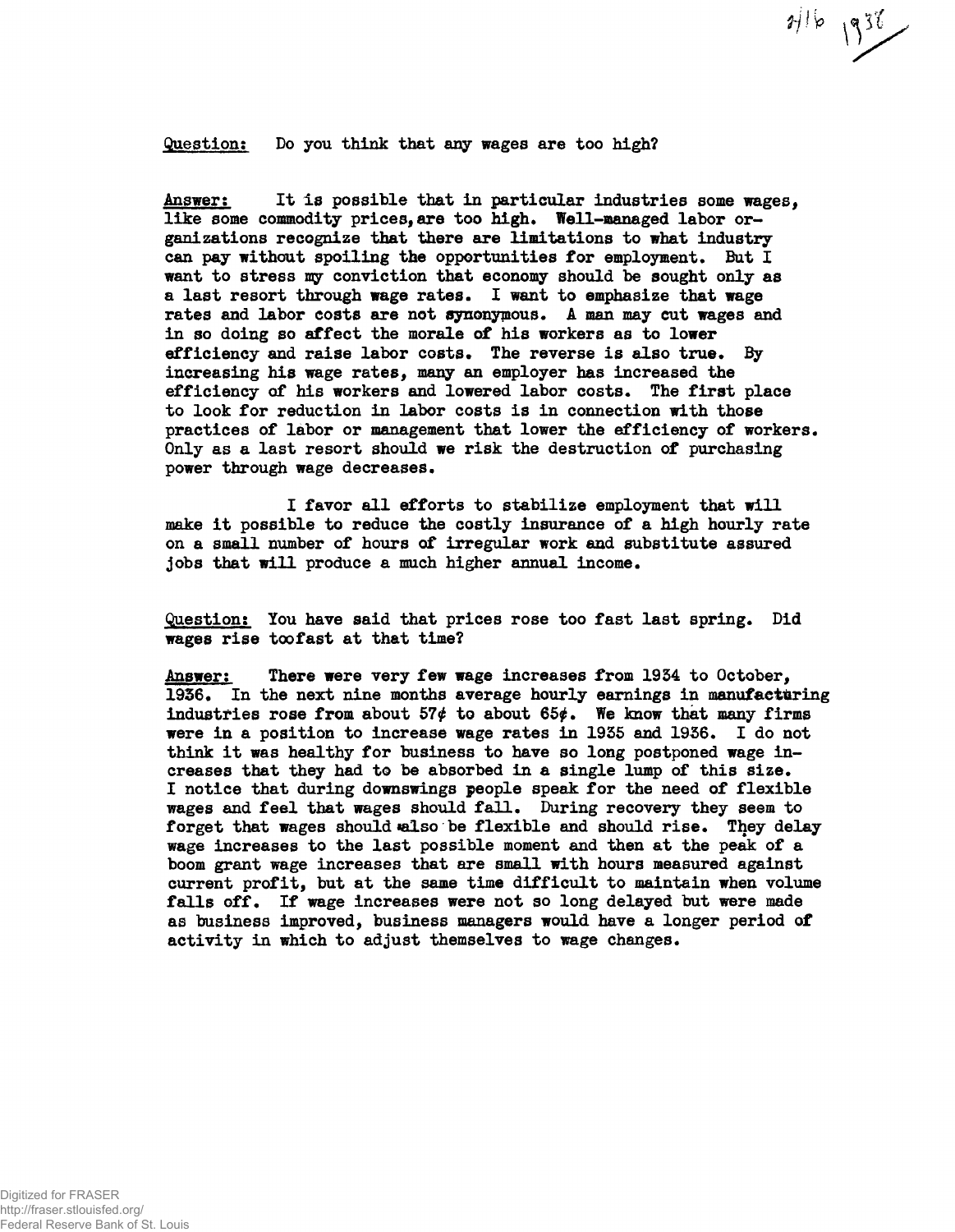2/16 1938

Question: Do you think that any wages are too high?

Answer: It is possible that in particular industries some wages, like some commodity prices, are too high. Well-managed labor organizations recognize that there are limitations to what industry can pay without spoiling the opportunities for employment. But I want to stress my conviction that economy should be sought only as a last resort through wage rates. I want to emphasize that wage rates and labor costs are not synonymous. A man may cut wages and in so doing so affect the morale of his workers as to lower efficiency and raise labor costs. The reverse is also true. By increasing his wage rates, many an employer has increased the efficiency of his workers and lowered labor costs. The first place to look for reduction in labor costs is in connection with those practices of labor or management that lower the efficiency of workers. Only as a last resort should we risk the destruction of purchasing power through wage decreases.

I favor all efforts to stabilize employment that will make it possible to reduce the costly insurance of a high hourly rate on a small number of hours of irregular work and substitute assured jobs that will produce a much higher annual income.

Question: You have said that prices rose too fast last spring. Did wages rise too fast at that time?

Answer: There were very few wage increases from 1934 to October, 1936. In the next nine months average hourly earnings in manufacturing industries rose from about 57¢ to about 65¢. We know that many firms were in a position to increase wage rates in 1935 and 1936. I do not think it was healthy for business to have so long postponed wage increases that they had to be absorbed in a single lump of this size. I notice that during downswings people speak for the need of flexible wages and feel that wages should fall. During recovery they seem to forget that wages should also be flexible and should rise. They delay wage increases to the last possible moment and then at the peak of a boom grant wage increases that are small with hours measured against current profit, but at the same time difficult to maintain when volume falls off. If wage increases were not so long delayed but were made as business improved, business managers would have a longer period of activity in which to adjust themselves to wage changes.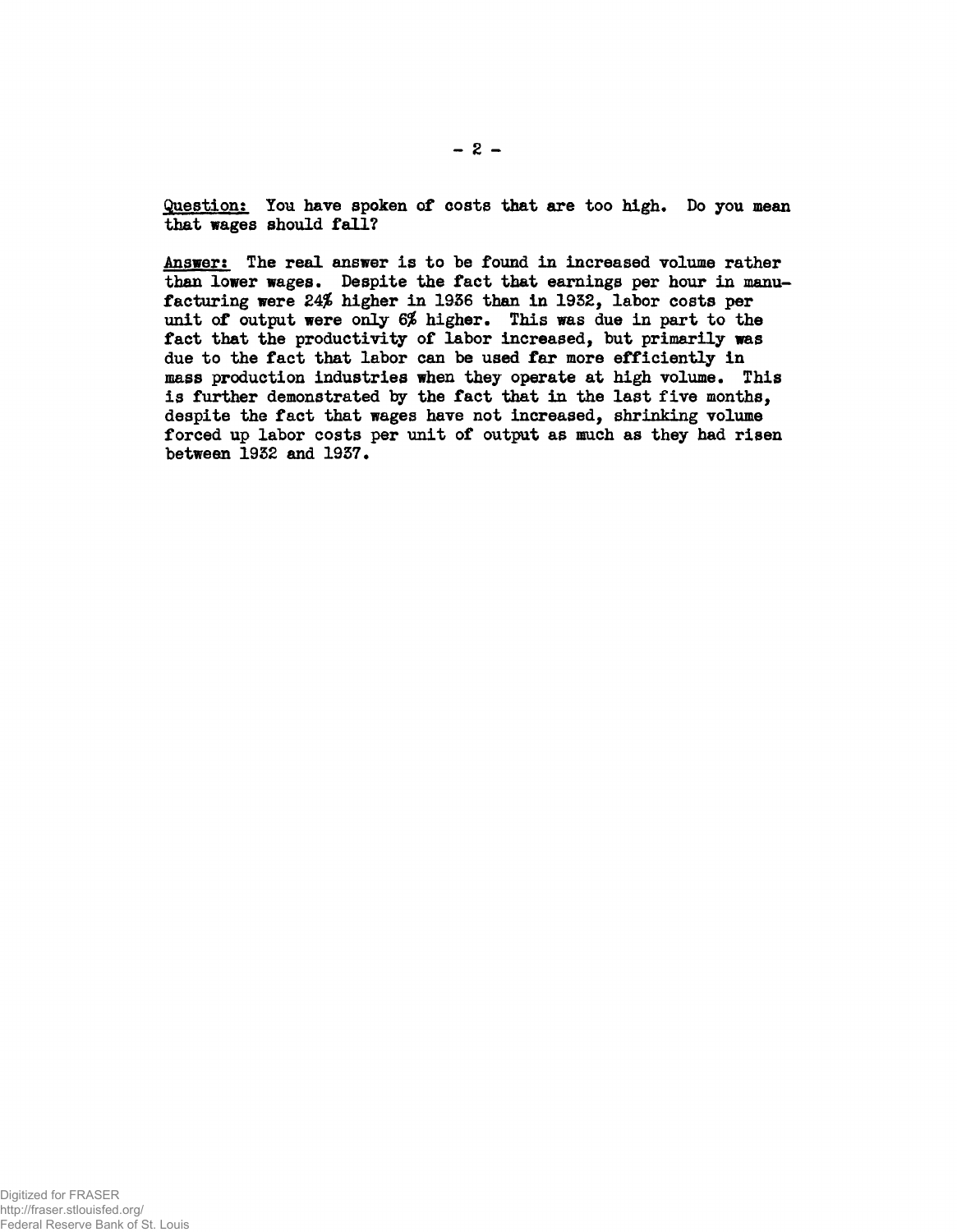<u>Question:</u> You have spoken of costs that are too high. Do you mean that wages should fall?

<u>Answer:</u> The real answer is to be found in increased volume rather than lower wages. Despite the fact that earnings per hour in manufacturing were 24% higher in 1936 than in 1932, labor costs per unit of output were only 6% higher. This was due in part to the fact that the productivity of labor increased, but primarily was due to the fact that labor can be used far more efficiently in mass production industries when they operate at high volume. This is further demonstrated by the fact that in the last five months, despite the fact that wages have not increased, shrinking volume forced up labor costs per unit of output as much as they had risen between 1932 and 1937.